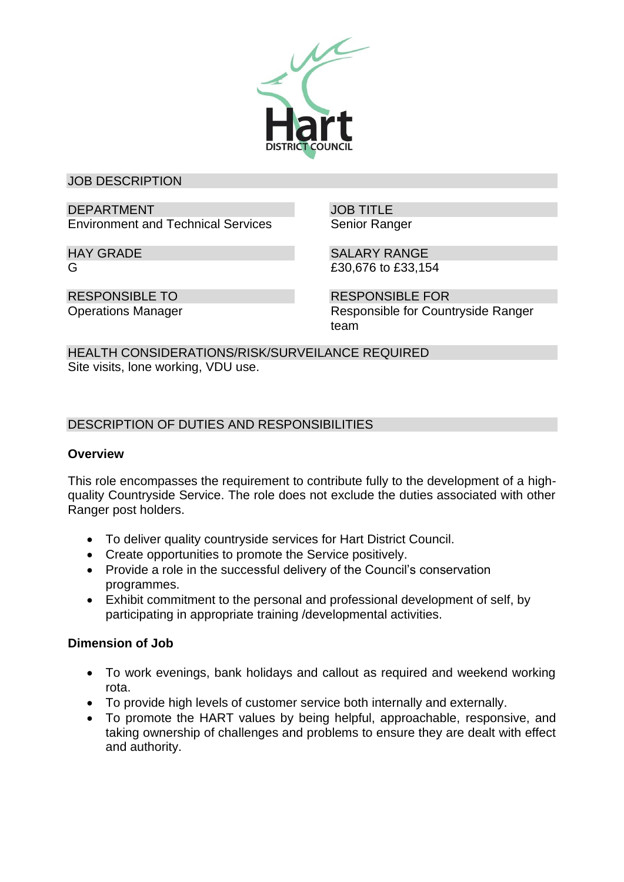Hart
DISTRICT COUNCIL

## JOB DESCRIPTION

| DEPARTMENT | JOB TITLE |
|---|---|
| Environment and Technical Services | Senior Ranger |

| HAY GRADE | SALARY RANGE |
|---|---|
| G | £30,676 to £33,154 |

| RESPONSIBLE TO | RESPONSIBLE FOR |
|---|---|
| Operations Manager | Responsible for Countryside Ranger team |

**HEALTH CONSIDERATIONS/RISK/SURVEILANCE REQUIRED**
Site visits, lone working, VDU use.

## DESCRIPTION OF DUTIES AND RESPONSIBILITIES

### Overview

This role encompasses the requirement to contribute fully to the development of a high-quality Countryside Service. The role does not exclude the duties associated with other Ranger post holders.

- To deliver quality countryside services for Hart District Council.
- Create opportunities to promote the Service positively.
- Provide a role in the successful delivery of the Council's conservation programmes.
- Exhibit commitment to the personal and professional development of self, by participating in appropriate training /developmental activities.

### Dimension of Job

- To work evenings, bank holidays and callout as required and weekend working rota.
- To provide high levels of customer service both internally and externally.
- To promote the HART values by being helpful, approachable, responsive, and taking ownership of challenges and problems to ensure they are dealt with effect and authority.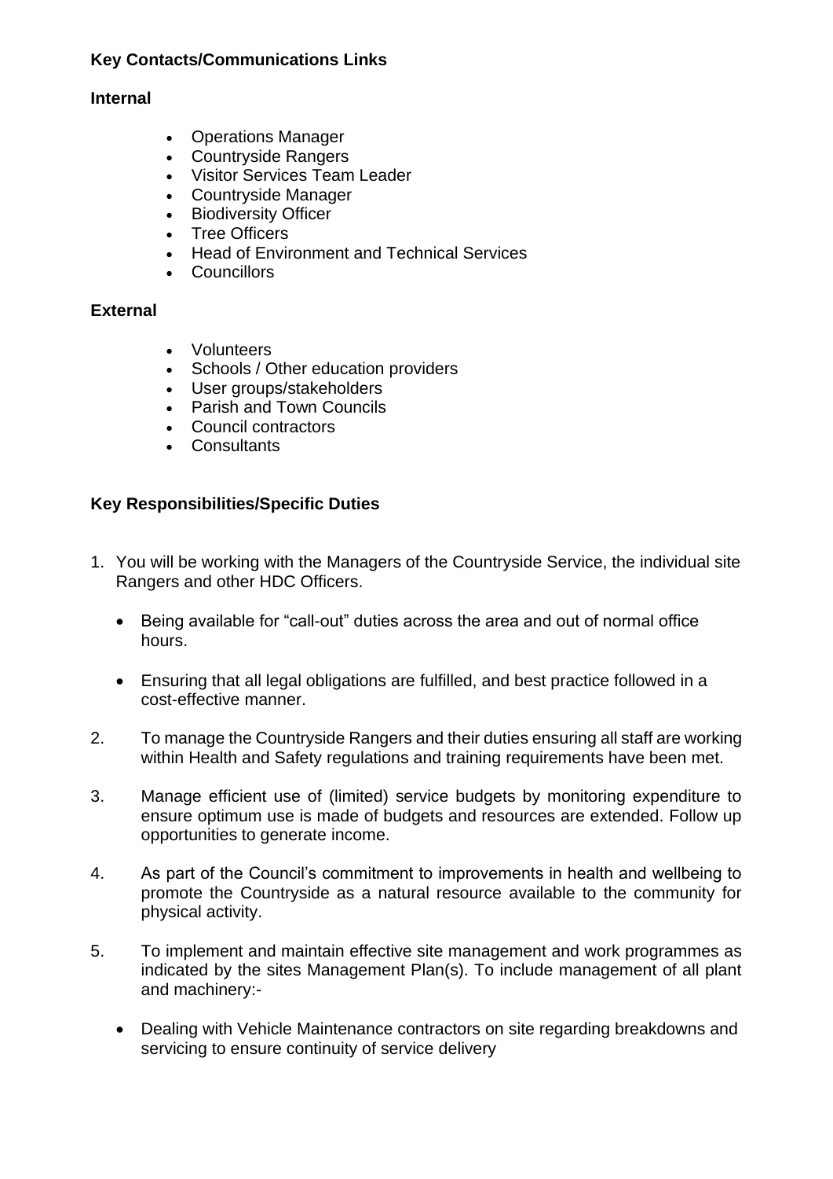**Key Contacts/Communications Links**

**Internal**

- Operations Manager
- Countryside Rangers
- Visitor Services Team Leader
- Countryside Manager
- Biodiversity Officer
- Tree Officers
- Head of Environment and Technical Services
- Councillors

**External**

- Volunteers
- Schools / Other education providers
- User groups/stakeholders
- Parish and Town Councils
- Council contractors
- Consultants

**Key Responsibilities/Specific Duties**

1. You will be working with the Managers of the Countryside Service, the individual site Rangers and other HDC Officers.

    - Being available for "call-out" duties across the area and out of normal office hours.

    - Ensuring that all legal obligations are fulfilled, and best practice followed in a cost-effective manner.

2. To manage the Countryside Rangers and their duties ensuring all staff are working within Health and Safety regulations and training requirements have been met.

3. Manage efficient use of (limited) service budgets by monitoring expenditure to ensure optimum use is made of budgets and resources are extended. Follow up opportunities to generate income.

4. As part of the Council's commitment to improvements in health and wellbeing to promote the Countryside as a natural resource available to the community for physical activity.

5. To implement and maintain effective site management and work programmes as indicated by the sites Management Plan(s). To include management of all plant and machinery:-

    - Dealing with Vehicle Maintenance contractors on site regarding breakdowns and servicing to ensure continuity of service delivery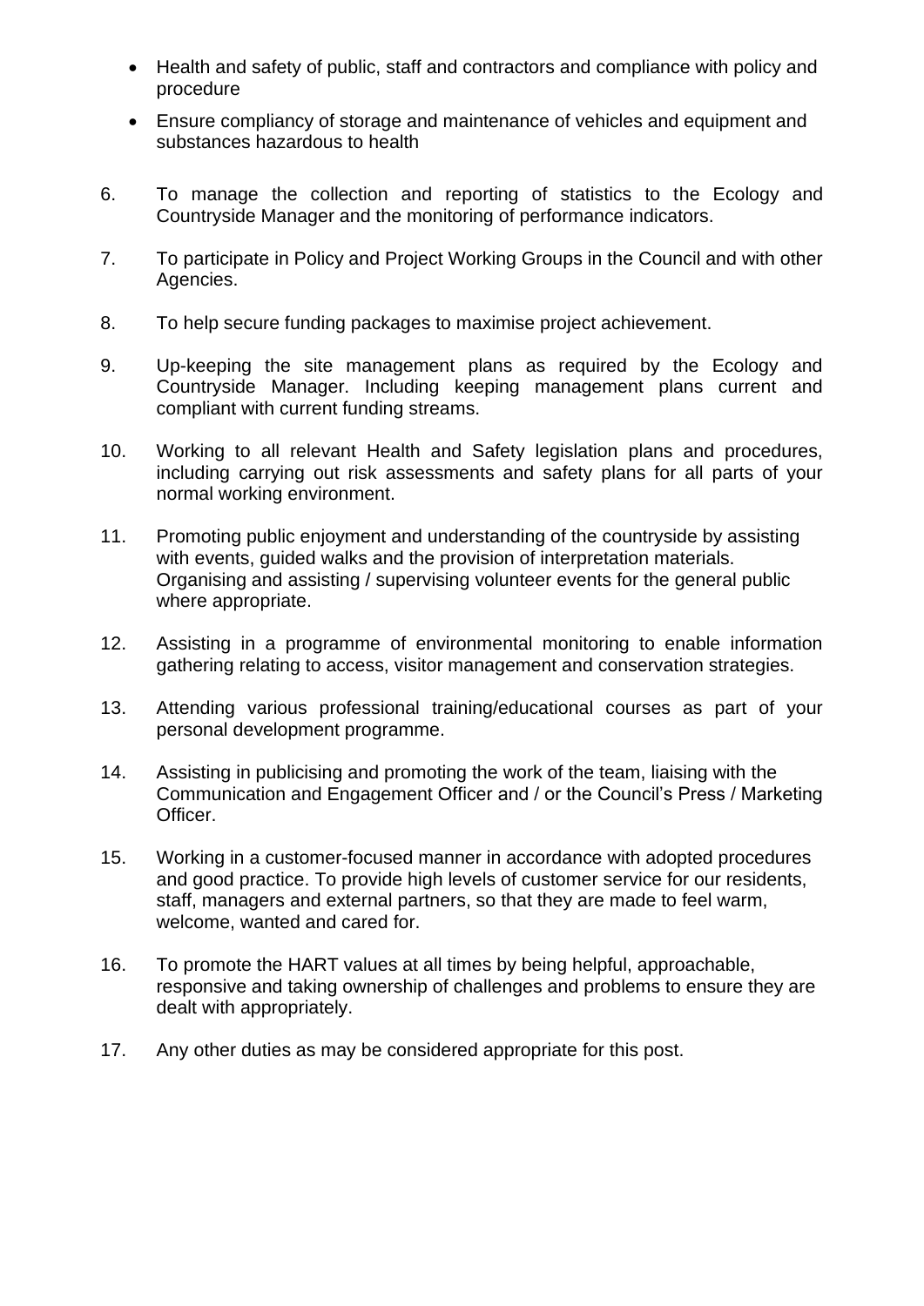- Health and safety of public, staff and contractors and compliance with policy and procedure
- Ensure compliancy of storage and maintenance of vehicles and equipment and substances hazardous to health

6. To manage the collection and reporting of statistics to the Ecology and Countryside Manager and the monitoring of performance indicators.

7. To participate in Policy and Project Working Groups in the Council and with other Agencies.

8. To help secure funding packages to maximise project achievement.

9. Up-keeping the site management plans as required by the Ecology and Countryside Manager. Including keeping management plans current and compliant with current funding streams.

10. Working to all relevant Health and Safety legislation plans and procedures, including carrying out risk assessments and safety plans for all parts of your normal working environment.

11. Promoting public enjoyment and understanding of the countryside by assisting with events, guided walks and the provision of interpretation materials. Organising and assisting / supervising volunteer events for the general public where appropriate.

12. Assisting in a programme of environmental monitoring to enable information gathering relating to access, visitor management and conservation strategies.

13. Attending various professional training/educational courses as part of your personal development programme.

14. Assisting in publicising and promoting the work of the team, liaising with the Communication and Engagement Officer and / or the Council's Press / Marketing Officer.

15. Working in a customer-focused manner in accordance with adopted procedures and good practice. To provide high levels of customer service for our residents, staff, managers and external partners, so that they are made to feel warm, welcome, wanted and cared for.

16. To promote the HART values at all times by being helpful, approachable, responsive and taking ownership of challenges and problems to ensure they are dealt with appropriately.

17. Any other duties as may be considered appropriate for this post.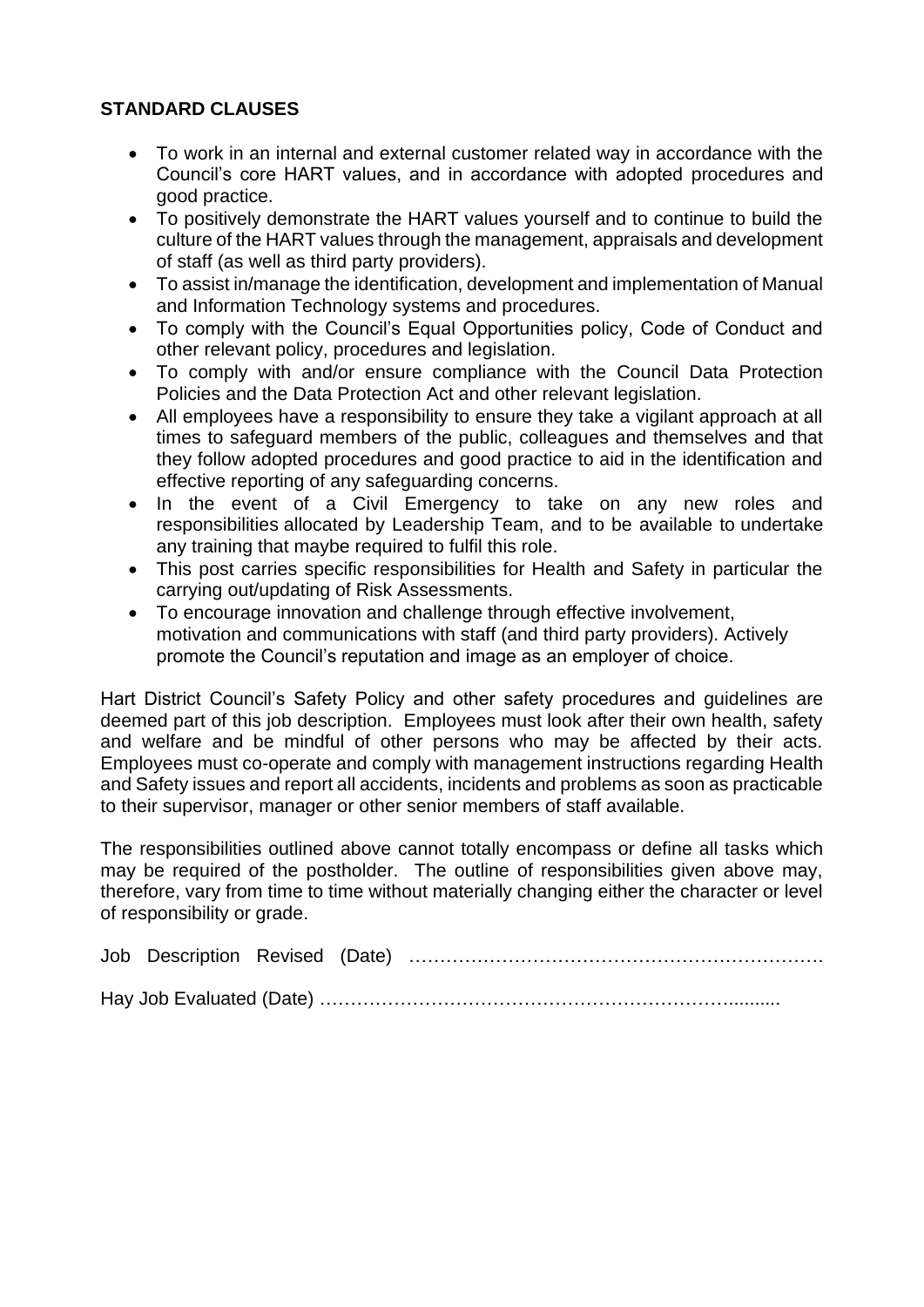**STANDARD CLAUSES**

- To work in an internal and external customer related way in accordance with the Council's core HART values, and in accordance with adopted procedures and good practice.
- To positively demonstrate the HART values yourself and to continue to build the culture of the HART values through the management, appraisals and development of staff (as well as third party providers).
- To assist in/manage the identification, development and implementation of Manual and Information Technology systems and procedures.
- To comply with the Council's Equal Opportunities policy, Code of Conduct and other relevant policy, procedures and legislation.
- To comply with and/or ensure compliance with the Council Data Protection Policies and the Data Protection Act and other relevant legislation.
- All employees have a responsibility to ensure they take a vigilant approach at all times to safeguard members of the public, colleagues and themselves and that they follow adopted procedures and good practice to aid in the identification and effective reporting of any safeguarding concerns.
- In the event of a Civil Emergency to take on any new roles and responsibilities allocated by Leadership Team, and to be available to undertake any training that maybe required to fulfil this role.
- This post carries specific responsibilities for Health and Safety in particular the carrying out/updating of Risk Assessments.
- To encourage innovation and challenge through effective involvement, motivation and communications with staff (and third party providers). Actively promote the Council's reputation and image as an employer of choice.

Hart District Council's Safety Policy and other safety procedures and guidelines are deemed part of this job description. Employees must look after their own health, safety and welfare and be mindful of other persons who may be affected by their acts. Employees must co-operate and comply with management instructions regarding Health and Safety issues and report all accidents, incidents and problems as soon as practicable to their supervisor, manager or other senior members of staff available.

The responsibilities outlined above cannot totally encompass or define all tasks which may be required of the postholder. The outline of responsibilities given above may, therefore, vary from time to time without materially changing either the character or level of responsibility or grade.

Job Description Revised (Date) ………………………………………………………….

Hay Job Evaluated (Date) ………………………………………………………..........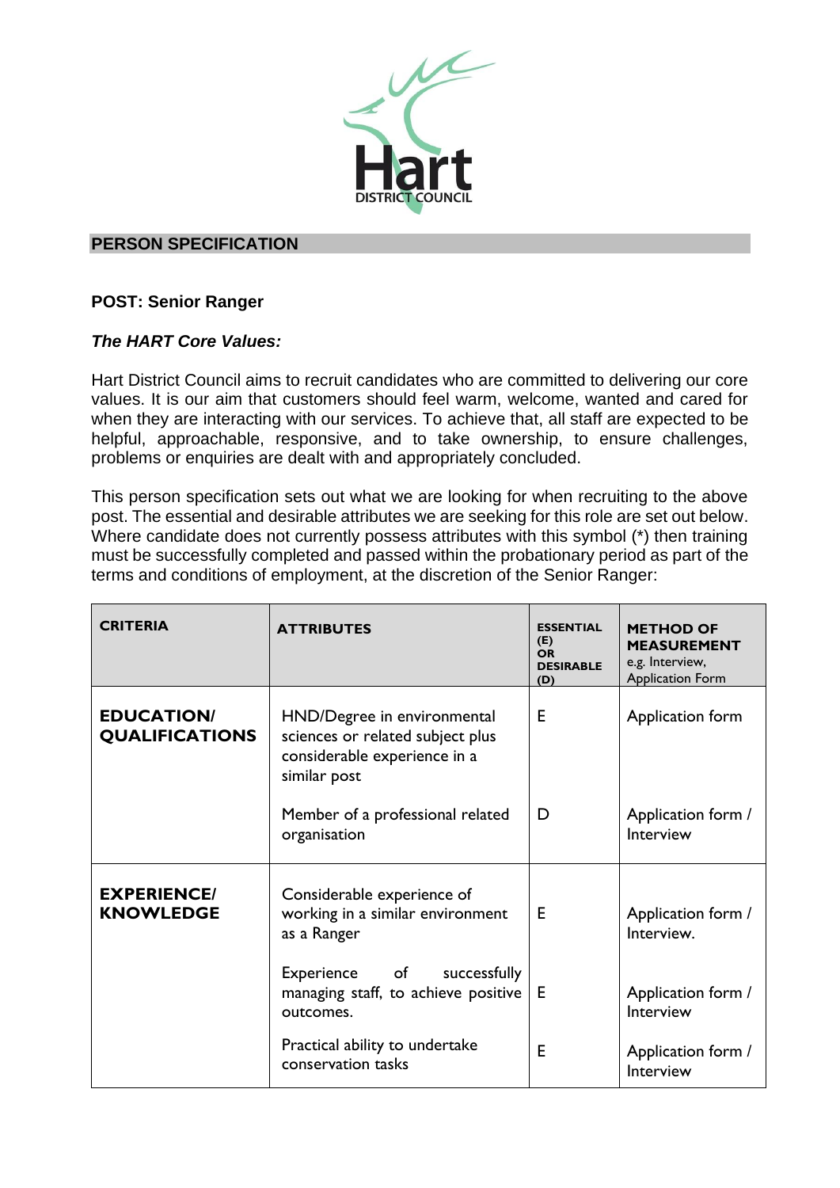## PERSON SPECIFICATION

**POST: Senior Ranger**

***The HART Core Values:***

Hart District Council aims to recruit candidates who are committed to delivering our core values. It is our aim that customers should feel warm, welcome, wanted and cared for when they are interacting with our services. To achieve that, all staff are expected to be helpful, approachable, responsive, and to take ownership, to ensure challenges, problems or enquiries are dealt with and appropriately concluded.

This person specification sets out what we are looking for when recruiting to the above post. The essential and desirable attributes we are seeking for this role are set out below. Where candidate does not currently possess attributes with this symbol (*) then training must be successfully completed and passed within the probationary period as part of the terms and conditions of employment, at the discretion of the Senior Ranger:

| CRITERIA | ATTRIBUTES | ESSENTIAL (E) OR DESIRABLE (D) | METHOD OF MEASUREMENT e.g. Interview, Application Form |
|---|---|---|---|
| **EDUCATION/ QUALIFICATIONS** | HND/Degree in environmental sciences or related subject plus considerable experience in a similar post | E | Application form |
| | Member of a professional related organisation | D | Application form / Interview |
| **EXPERIENCE/ KNOWLEDGE** | Considerable experience of working in a similar environment as a Ranger | E | Application form / Interview. |
| | Experience of successfully managing staff, to achieve positive outcomes. | E | Application form / Interview |
| | Practical ability to undertake conservation tasks | E | Application form / Interview |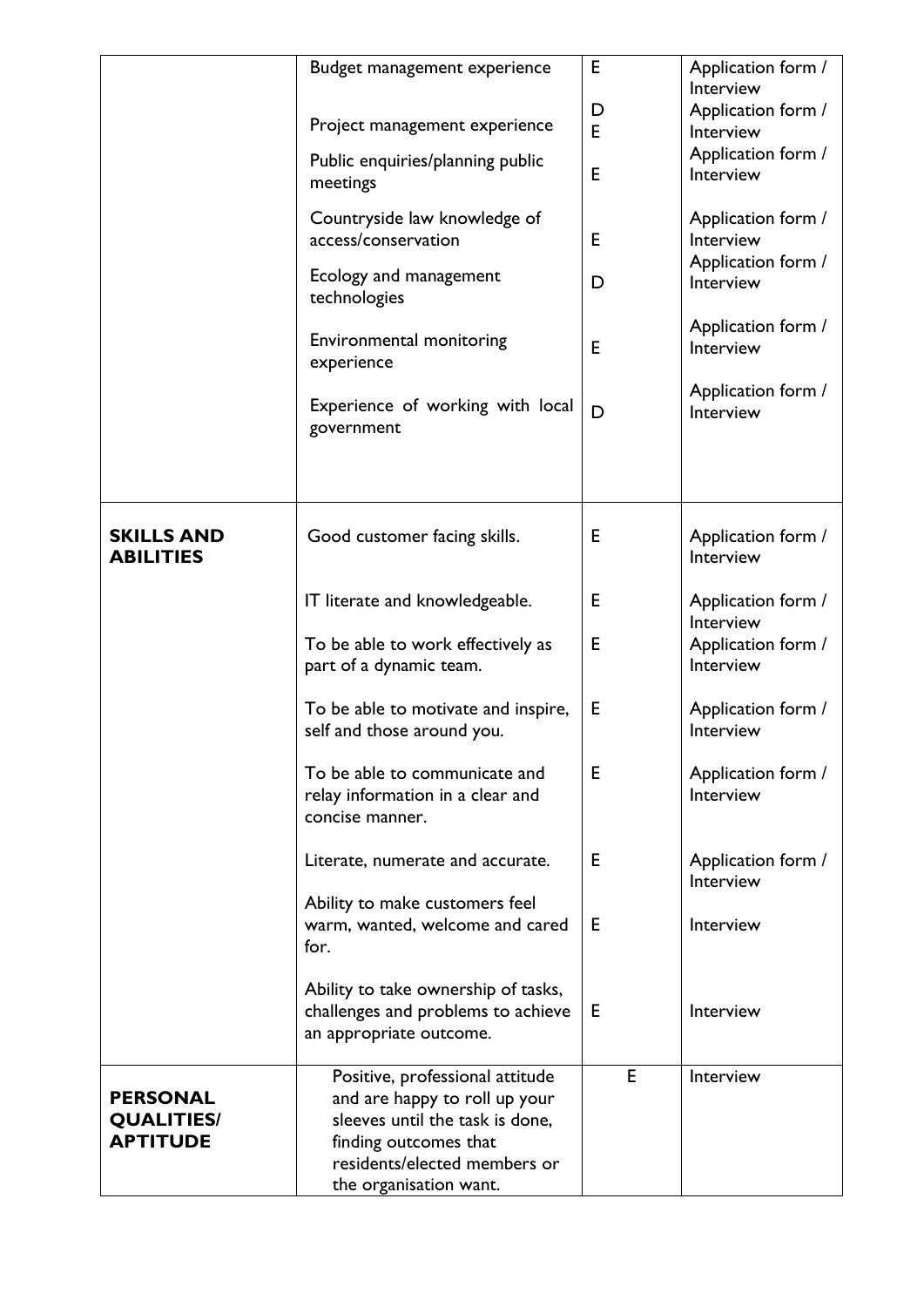| | | | |
|---|---|---|---|
| | Budget management experience | E | Application form / Interview |
| | Project management experience | D<br>E | Application form / Interview |
| | Public enquiries/planning public meetings | E | Application form / Interview |
| | Countryside law knowledge of access/conservation | E | Application form / Interview |
| | Ecology and management technologies | D | Application form / Interview |
| | Environmental monitoring experience | E | Application form / Interview |
| | Experience of working with local government | D | Application form / Interview |
| **SKILLS AND ABILITIES** | Good customer facing skills. | E | Application form / Interview |
| | IT literate and knowledgeable. | E | Application form / Interview |
| | To be able to work effectively as part of a dynamic team. | E | Application form / Interview |
| | To be able to motivate and inspire, self and those around you. | E | Application form / Interview |
| | To be able to communicate and relay information in a clear and concise manner. | E | Application form / Interview |
| | Literate, numerate and accurate. | E | Application form / Interview |
| | Ability to make customers feel warm, wanted, welcome and cared for. | E | Interview |
| | Ability to take ownership of tasks, challenges and problems to achieve an appropriate outcome. | E | Interview |
| **PERSONAL QUALITIES/ APTITUDE** | Positive, professional attitude and are happy to roll up your sleeves until the task is done, finding outcomes that residents/elected members or the organisation want. | E | Interview |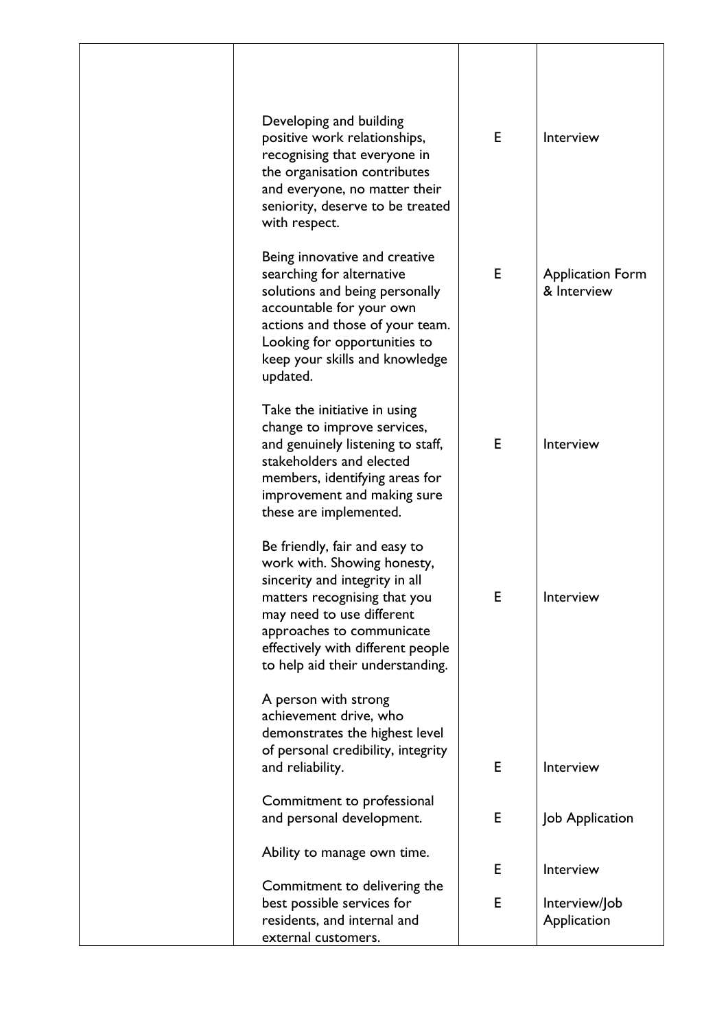| | | | |
|---|---|---|---|
| | Developing and building positive work relationships, recognising that everyone in the organisation contributes and everyone, no matter their seniority, deserve to be treated with respect. | E | Interview |
| | Being innovative and creative searching for alternative solutions and being personally accountable for your own actions and those of your team. Looking for opportunities to keep your skills and knowledge updated. | E | Application Form & Interview |
| | Take the initiative in using change to improve services, and genuinely listening to staff, stakeholders and elected members, identifying areas for improvement and making sure these are implemented. | E | Interview |
| | Be friendly, fair and easy to work with. Showing honesty, sincerity and integrity in all matters recognising that you may need to use different approaches to communicate effectively with different people to help aid their understanding. | E | Interview |
| | A person with strong achievement drive, who demonstrates the highest level of personal credibility, integrity and reliability. | E | Interview |
| | Commitment to professional and personal development. | E | Job Application |
| | Ability to manage own time. | E | Interview |
| | Commitment to delivering the best possible services for residents, and internal and external customers. | E | Interview/Job Application |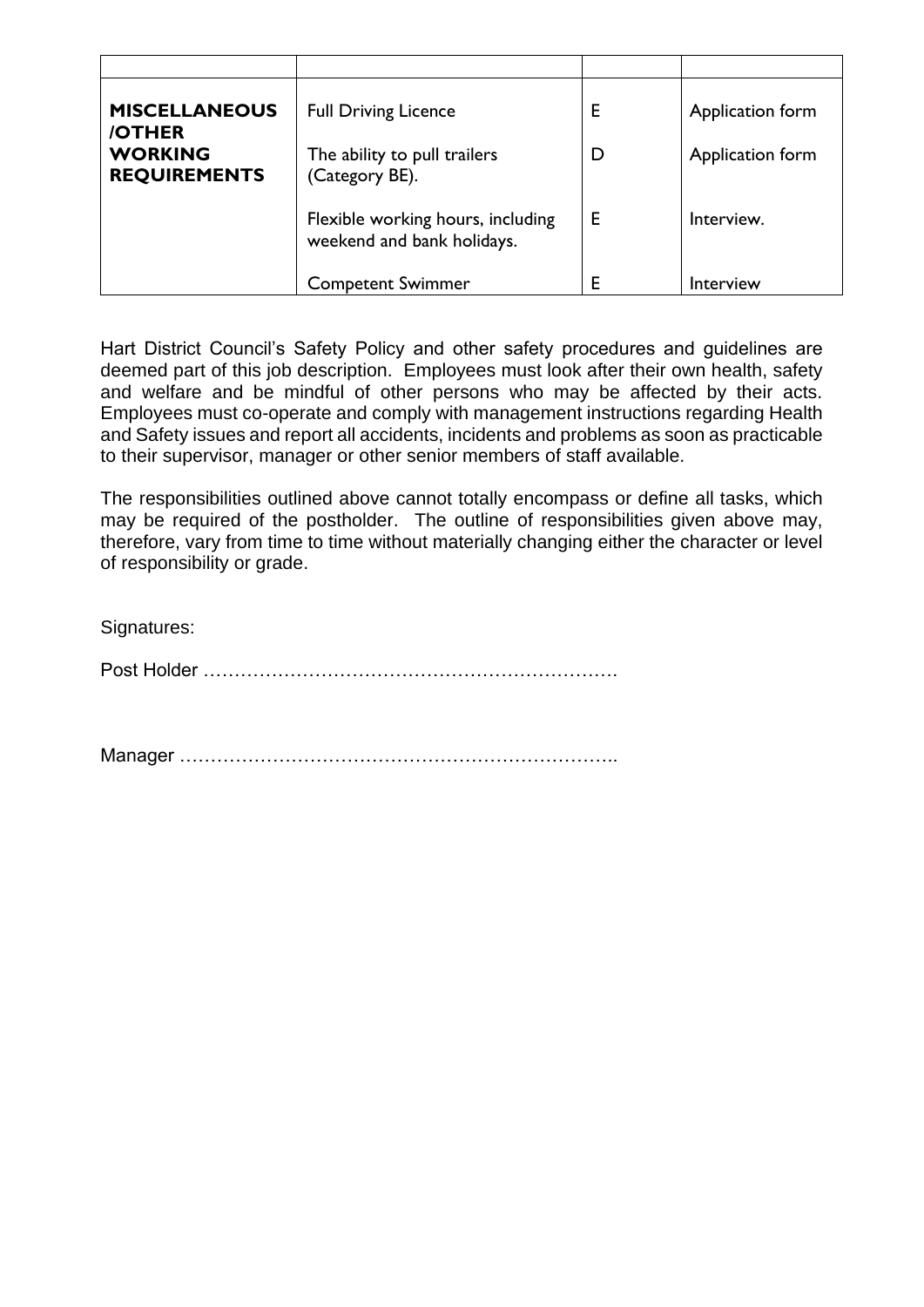| | | | |
|---|---|---|---|
| **MISCELLANEOUS /OTHER WORKING REQUIREMENTS** | Full Driving Licence | E | Application form |
| | The ability to pull trailers (Category BE). | D | Application form |
| | Flexible working hours, including weekend and bank holidays. | E | Interview. |
| | Competent Swimmer | E | Interview |

Hart District Council's Safety Policy and other safety procedures and guidelines are deemed part of this job description. Employees must look after their own health, safety and welfare and be mindful of other persons who may be affected by their acts. Employees must co-operate and comply with management instructions regarding Health and Safety issues and report all accidents, incidents and problems as soon as practicable to their supervisor, manager or other senior members of staff available.

The responsibilities outlined above cannot totally encompass or define all tasks, which may be required of the postholder. The outline of responsibilities given above may, therefore, vary from time to time without materially changing either the character or level of responsibility or grade.

Signatures:

Post Holder ………………………………………………………….

Manager ……………………………………………………………..